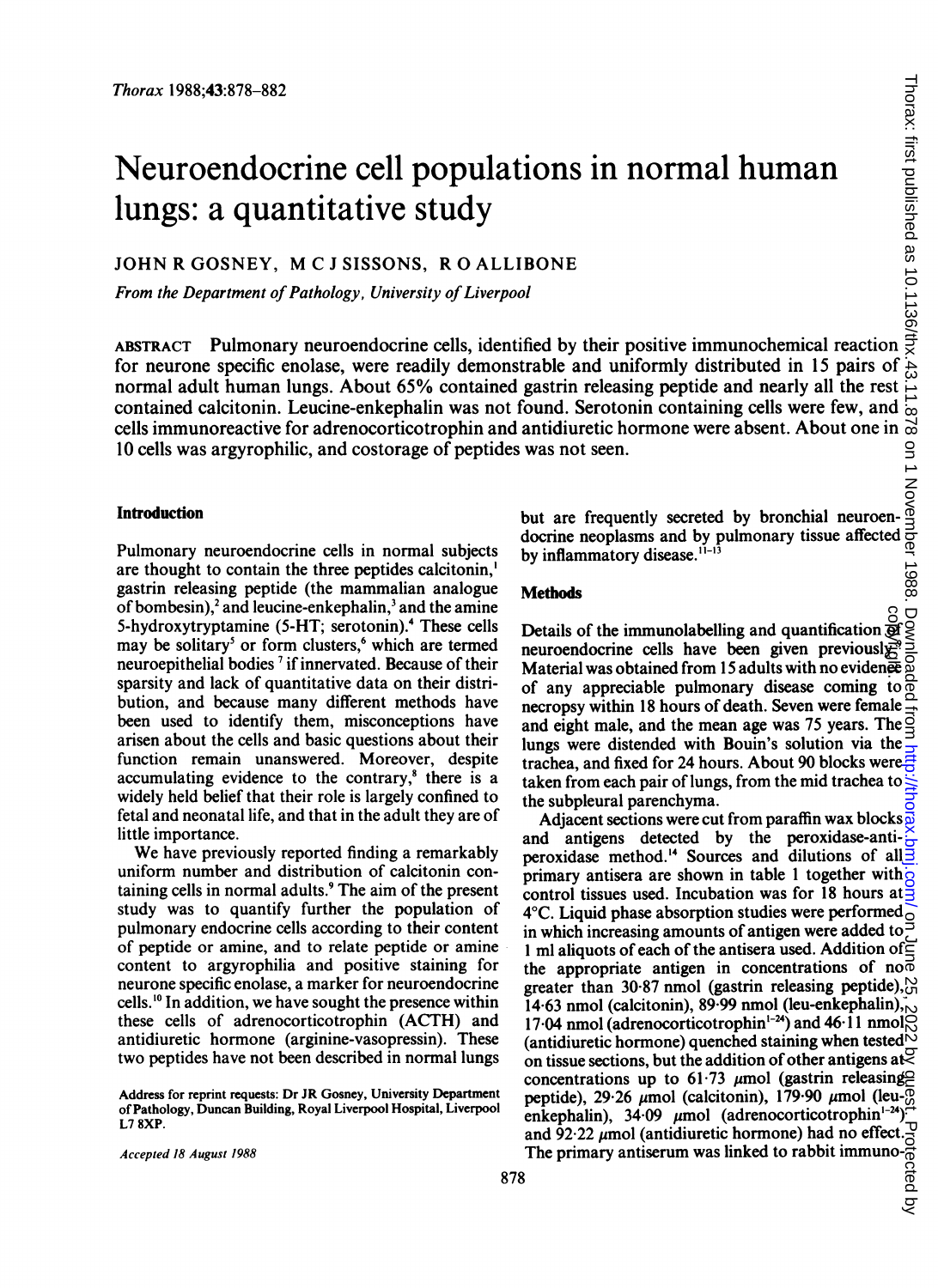# Neuroendocrine cell populations in normal human lungs: a quantitative study

JOHN R GOSNEY, M C J SISSONS, R O ALLIBONE

*From the Department of Pathology, University of Liverpool*

ABSTRACT Pulmonary neuroendocrine cells, identified by their positive immunochemical reaction for neurone specific enolase, were readily demonstrable and uniformly distributed in 15 pairs of normal adult human lungs. About 65% contained gastrin releasing peptide and nearly all the rest contained calcitonin. Leucine-enkephalin was not found. Serotonin containing cells were few, and cells immunoreactive for adrenocorticotrophin and antidiuretic hormone were absent. About one in 10 cells was argyrophilic, and costorage of peptides was not seen.

## Introduction

Pulmonary neuroendocrine cells in normal subjects are thought to contain the three peptides calcitonin,[1] gastrin releasing peptide (the mammalian analogue of bombesin),[2] and leucine-enkephalin,[3] and the amine 5-hydroxytryptamine (5-HT; serotonin).[4] These cells may be solitary[5] or form clusters,[6] which are termed neuroepithelial bodies[7] if innervated. Because of their sparsity and lack of quantitative data on their distribution, and because many different methods have been used to identify them, misconceptions have arisen about the cells and basic questions about their function remain unanswered. Moreover, despite accumulating evidence to the contrary,[8] there is a widely held belief that their role is largely confined to fetal and neonatal life, and that in the adult they are of little importance.

We have previously reported finding a remarkably uniform number and distribution of calcitonin containing cells in normal adults.[9] The aim of the present study was to quantify further the population of pulmonary endocrine cells according to their content of peptide or amine, and to relate peptide or amine content to argyrophilia and positive staining for neurone specific enolase, a marker for neuroendocrine cells.[10] In addition, we have sought the presence within these cells of adrenocorticotrophin (ACTH) and antidiuretic hormone (arginine-vasopressin). These two peptides have not been described in normal lungs but are frequently secreted by bronchial neuroendocrine neoplasms and by pulmonary tissue affected by inflammatory disease.[11–13]

Address for reprint requests: Dr JR Gosney, University Department of Pathology, Duncan Building, Royal Liverpool Hospital, Liverpool L7 8XP.

Accepted 18 August 1988

## Methods

Details of the immunolabelling and quantification of neuroendocrine cells have been given previously.[9] Material was obtained from 15 adults with no evidence of any appreciable pulmonary disease coming to necropsy within 18 hours of death. Seven were female and eight male, and the mean age was 75 years. The lungs were distended with Bouin's solution via the trachea, and fixed for 24 hours. About 90 blocks were taken from each pair of lungs, from the mid trachea to the subpleural parenchyma.

Adjacent sections were cut from paraffin wax blocks and antigens detected by the peroxidase-anti-peroxidase method.[14] Sources and dilutions of all primary antisera are shown in table 1 together with control tissues used. Incubation was for 18 hours at 4°C. Liquid phase absorption studies were performed in which increasing amounts of antigen were added to 1 ml aliquots of each of the antisera used. Addition of the appropriate antigen in concentrations of no greater than 30·87 nmol (gastrin releasing peptide), 14·63 nmol (calcitonin), 89·99 nmol (leu-enkephalin), 17·04 nmol (adrenocorticotrophin$^{1-24}$) and 46·11 nmol (antidiuretic hormone) quenched staining when tested on tissue sections, but the addition of other antigens at concentrations up to 61·73 μmol (gastrin releasing peptide), 29·26 μmol (calcitonin), 179·90 μmol (leu-enkephalin), 34·09 μmol (adrenocorticotrophin$^{1-24}$) and 92·22 μmol (antidiuretic hormone) had no effect. The primary antiserum was linked to rabbit immuno-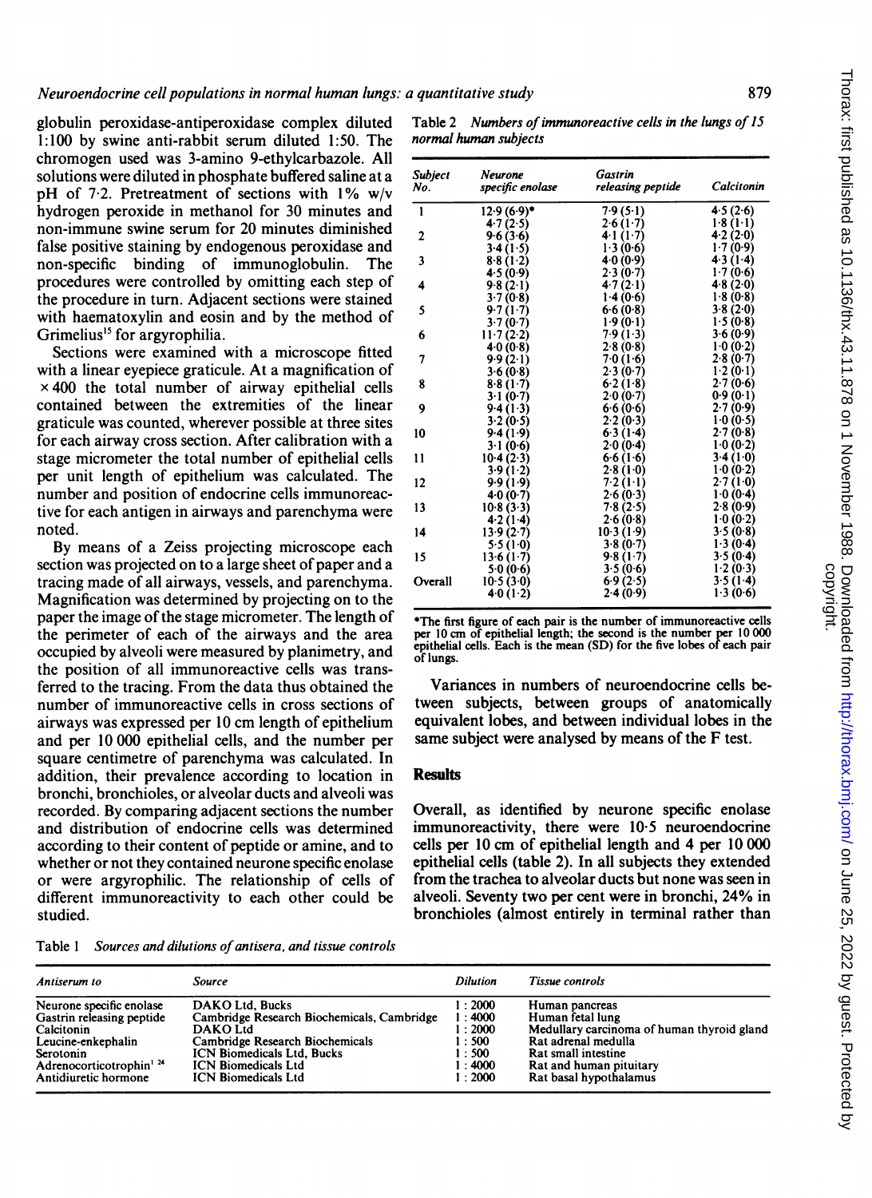globulin peroxidase-antiperoxidase complex diluted 1:100 by swine anti-rabbit serum diluted 1:50. The chromogen used was 3-amino 9-ethylcarbazole. All solutions were diluted in phosphate buffered saline at a pH of 7·2. Pretreatment of sections with 1% w/v hydrogen peroxide in methanol for 30 minutes and non-immune swine serum for 20 minutes diminished false positive staining by endogenous peroxidase and non-specific binding of immunoglobulin. The procedures were controlled by omitting each step of the procedure in turn. Adjacent sections were stained with haematoxylin and eosin and by the method of Grimelius[15] for argyrophilia.

Sections were examined with a microscope fitted with a linear eyepiece graticule. At a magnification of ×400 the total number of airway epithelial cells contained between the extremities of the linear graticule was counted, wherever possible at three sites for each airway cross section. After calibration with a stage micrometer the total number of epithelial cells per unit length of epithelium was calculated. The number and position of endocrine cells immunoreactive for each antigen in airways and parenchyma were noted.

By means of a Zeiss projecting microscope each section was projected on to a large sheet of paper and a tracing made of all airways, vessels, and parenchyma. Magnification was determined by projecting on to the paper the image of the stage micrometer. The length of the perimeter of each of the airways and the area occupied by alveoli were measured by planimetry, and the position of all immunoreactive cells was transferred to the tracing. From the data thus obtained the number of immunoreactive cells in cross sections of airways was expressed per 10 cm length of epithelium and per 10 000 epithelial cells, and the number per square centimetre of parenchyma was calculated. In addition, their prevalence according to location in bronchi, bronchioles, or alveolar ducts and alveoli was recorded. By comparing adjacent sections the number and distribution of endocrine cells was determined according to their content of peptide or amine, and to whether or not they contained neurone specific enolase or were argyrophilic. The relationship of cells of different immunoreactivity to each other could be studied.

Table 2 *Numbers of immunoreactive cells in the lungs of 15 normal human subjects*

| Subject No. | Neurone specific enolase | Gastrin releasing peptide | Calcitonin |
|---|---|---|---|
| 1 | 12·9 (6·9)* | 7·9 (5·1) | 4·5 (2·6) |
| | 4·7 (2·5) | 2·6 (1·7) | 1·8 (1·1) |
| 2 | 9·6 (3·6) | 4·1 (1·7) | 4·2 (2·0) |
| | 3·4 (1·5) | 1·3 (0·6) | 1·7 (0·9) |
| 3 | 8·8 (1·2) | 4·0 (0·9) | 4·3 (1·4) |
| | 4·5 (0·9) | 2·3 (0·7) | 1·7 (0·6) |
| 4 | 9·8 (2·1) | 4·7 (2·1) | 4·8 (2·0) |
| | 3·7 (0·8) | 1·4 (0·6) | 1·8 (0·8) |
| 5 | 9·7 (1·7) | 6·6 (0·8) | 3·8 (2·0) |
| | 3·7 (0·7) | 1·9 (0·1) | 1·5 (0·8) |
| 6 | 11·7 (2·2) | 7·9 (1·3) | 3·6 (0·9) |
| | 4·0 (0·8) | 2·8 (0·8) | 1·0 (0·2) |
| 7 | 9·9 (2·1) | 7·0 (1·6) | 2·8 (0·7) |
| | 3·6 (0·8) | 2·3 (0·7) | 1·2 (0·1) |
| 8 | 8·8 (1·7) | 6·2 (1·8) | 2·7 (0·6) |
| | 3·1 (0·7) | 2·0 (0·7) | 0·9 (0·1) |
| 9 | 9·4 (1·3) | 6·6 (0·6) | 2·7 (0·9) |
| | 3·2 (0·5) | 2·2 (0·3) | 1·0 (0·5) |
| 10 | 9·4 (1·9) | 6·3 (1·4) | 2·7 (0·8) |
| | 3·1 (0·6) | 2·0 (0·4) | 1·0 (0·2) |
| 11 | 10·4 (2·3) | 6·6 (1·6) | 3·4 (1·0) |
| | 3·9 (1·2) | 2·8 (1·0) | 1·0 (0·2) |
| 12 | 9·9 (1·9) | 7·2 (1·1) | 2·7 (1·0) |
| | 4·0 (0·7) | 2·6 (0·3) | 1·0 (0·4) |
| 13 | 10·8 (3·3) | 7·8 (2·5) | 2·8 (0·9) |
| | 4·2 (1·4) | 2·6 (0·8) | 1·0 (0·2) |
| 14 | 13·9 (2·7) | 10·3 (1·9) | 3·5 (0·8) |
| | 5·5 (1·0) | 3·8 (0·7) | 1·3 (0·4) |
| 15 | 13·6 (1·7) | 9·8 (1·7) | 3·5 (0·4) |
| | 5·0 (0·6) | 3·5 (0·6) | 1·2 (0·3) |
| Overall | 10·5 (3·0) | 6·9 (2·5) | 3·5 (1·4) |
| | 4·0 (1·2) | 2·4 (0·9) | 1·3 (0·6) |

*The first figure of each pair is the number of immunoreactive cells per 10 cm of epithelial length; the second is the number per 10 000 epithelial cells. Each is the mean (SD) for the five lobes of each pair of lungs.

Variances in numbers of neuroendocrine cells between subjects, between groups of anatomically equivalent lobes, and between individual lobes in the same subject were analysed by means of the F test.

## Results

Overall, as identified by neurone specific enolase immunoreactivity, there were 10·5 neuroendocrine cells per 10 cm of epithelial length and 4 per 10 000 epithelial cells (table 2). In all subjects they extended from the trachea to alveolar ducts but none was seen in alveoli. Seventy two per cent were in bronchi, 24% in bronchioles (almost entirely in terminal rather than

Table 1 *Sources and dilutions of antisera, and tissue controls*

| Antiserum to | Source | Dilution | Tissue controls |
|---|---|---|---|
| Neurone specific enolase | DAKO Ltd, Bucks | 1:2000 | Human pancreas |
| Gastrin releasing peptide | Cambridge Research Biochemicals, Cambridge | 1:4000 | Human fetal lung |
| Calcitonin | DAKO Ltd | 1:2000 | Medullary carcinoma of human thyroid gland |
| Leucine-enkephalin | Cambridge Research Biochemicals | 1:500 | Rat adrenal medulla |
| Serotonin | ICN Biomedicals Ltd, Bucks | 1:500 | Rat small intestine |
| Adrenocorticotrophin[1-24] | ICN Biomedicals Ltd | 1:4000 | Rat and human pituitary |
| Antidiuretic hormone | ICN Biomedicals Ltd | 1:2000 | Rat basal hypothalamus |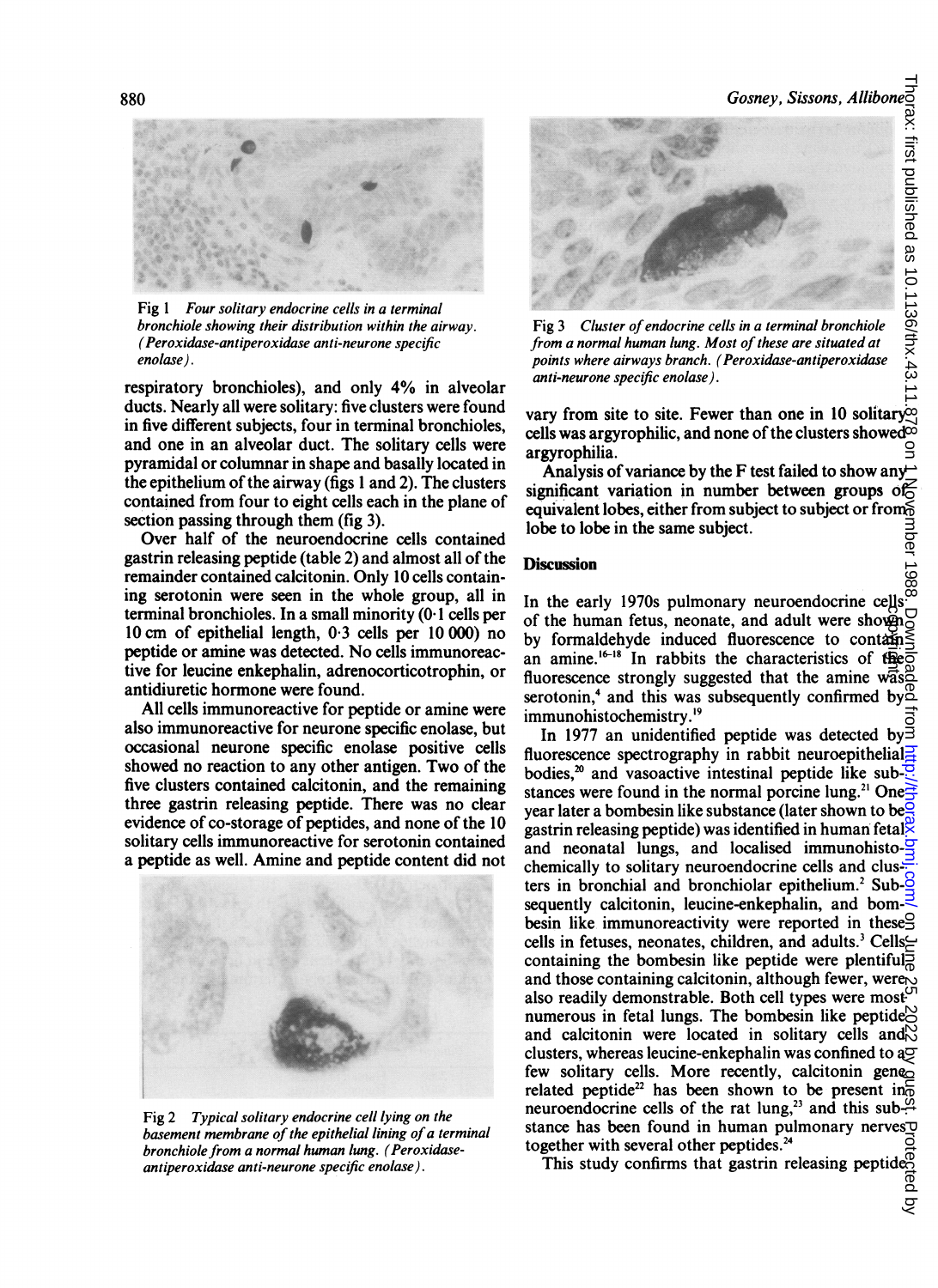Fig 1 *Four solitary endocrine cells in a terminal bronchiole showing their distribution within the airway. (Peroxidase-antiperoxidase anti-neurone specific enolase).*

respiratory bronchioles), and only 4% in alveolar ducts. Nearly all were solitary: five clusters were found in five different subjects, four in terminal bronchioles, and one in an alveolar duct. The solitary cells were pyramidal or columnar in shape and basally located in the epithelium of the airway (figs 1 and 2). The clusters contained from four to eight cells each in the plane of section passing through them (fig 3).

Over half of the neuroendocrine cells contained gastrin releasing peptide (table 2) and almost all of the remainder contained calcitonin. Only 10 cells containing serotonin were seen in the whole group, all in terminal bronchioles. In a small minority (0·1 cells per 10 cm of epithelial length, 0·3 cells per 10 000) no peptide or amine was detected. No cells immunoreactive for leucine enkephalin, adrenocorticotrophin, or antidiuretic hormone were found.

All cells immunoreactive for peptide or amine were also immunoreactive for neurone specific enolase, but occasional neurone specific enolase positive cells showed no reaction to any other antigen. Two of the five clusters contained calcitonin, and the remaining three gastrin releasing peptide. There was no clear evidence of co-storage of peptides, and none of the 10 solitary cells immunoreactive for serotonin contained a peptide as well. Amine and peptide content did not vary from site to site. Fewer than one in 10 solitary cells was argyrophilic, and none of the clusters showed argyrophilia.

Fig 2 *Typical solitary endocrine cell lying on the basement membrane of the epithelial lining of a terminal bronchiole from a normal human lung. (Peroxidase-antiperoxidase anti-neurone specific enolase).*

Fig 3 *Cluster of endocrine cells in a terminal bronchiole from a normal human lung. Most of these are situated at points where airways branch. (Peroxidase-antiperoxidase anti-neurone specific enolase).*

Analysis of variance by the F test failed to show any significant variation in number between groups of equivalent lobes, either from subject to subject or from lobe to lobe in the same subject.

## Discussion

In the early 1970s pulmonary neuroendocrine cells of the human fetus, neonate, and adult were shown by formaldehyde induced fluorescence to contain an amine.[16-18] In rabbits the characteristics of the fluorescence strongly suggested that the amine was serotonin,[4] and this was subsequently confirmed by immunohistochemistry.[19]

In 1977 an unidentified peptide was detected by fluorescence spectrography in rabbit neuroepithelial bodies,[20] and vasoactive intestinal peptide like substances were found in the normal porcine lung.[21] One year later a bombesin like substance (later shown to be gastrin releasing peptide) was identified in human fetal and neonatal lungs, and localised immunohistochemically to solitary neuroendocrine cells and clusters in bronchial and bronchiolar epithelium.[2] Subsequently calcitonin, leucine-enkephalin, and bombesin like immunoreactivity were reported in these cells in fetuses, neonates, children, and adults.[3] Cells containing the bombesin like peptide were plentiful and those containing calcitonin, although fewer, were also readily demonstrable. Both cell types were most numerous in fetal lungs. The bombesin like peptide and calcitonin were located in solitary cells and clusters, whereas leucine-enkephalin was confined to a few solitary cells. More recently, calcitonin gene related peptide[22] has been shown to be present in neuroendocrine cells of the rat lung,[23] and this substance has been found in human pulmonary nerves together with several other peptides.[24]

This study confirms that gastrin releasing peptide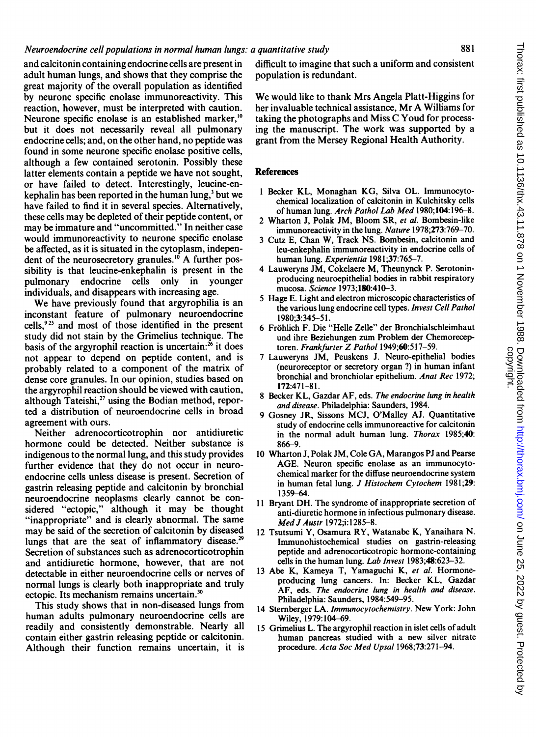and calcitonin containing endocrine cells are present in adult human lungs, and shows that they comprise the great majority of the overall population as identified by neurone specific enolase immunoreactivity. This reaction, however, must be interpreted with caution. Neurone specific enolase is an established marker,[10] but it does not necessarily reveal all pulmonary endocrine cells; and, on the other hand, no peptide was found in some neurone specific enolase positive cells, although a few contained serotonin. Possibly these latter elements contain a peptide we have not sought, or have failed to detect. Interestingly, leucine-enkephalin has been reported in the human lung,[3] but we have failed to find it in several species. Alternatively, these cells may be depleted of their peptide content, or may be immature and "uncommitted." In neither case would immunoreactivity to neurone specific enolase be affected, as it is situated in the cytoplasm, independent of the neurosecretory granules.[10] A further possibility is that leucine-enkephalin is present in the pulmonary endocrine cells only in younger individuals, and disappears with increasing age.

We have previously found that argyrophilia is an inconstant feature of pulmonary neuroendocrine cells,[9 25] and most of those identified in the present study did not stain by the Grimelius technique. The basis of the argyrophil reaction is uncertain:[26] it does not appear to depend on peptide content, and is probably related to a component of the matrix of dense core granules. In our opinion, studies based on the argyrophil reaction should be viewed with caution, although Tateishi,[27] using the Bodian method, reported a distribution of neuroendocrine cells in broad agreement with ours.

Neither adrenocorticotrophin nor antidiuretic hormone could be detected. Neither substance is indigenous to the normal lung, and this study provides further evidence that they do not occur in neuroendocrine cells unless disease is present. Secretion of gastrin releasing peptide and calcitonin by bronchial neuroendocrine neoplasms clearly cannot be considered "ectopic," although it may be thought "inappropriate" and is clearly abnormal. The same may be said of the secretion of calcitonin by diseased lungs that are the seat of inflammatory disease.[29] Secretion of substances such as adrenocorticotrophin and antidiuretic hormone, however, that are not detectable in either neuroendocrine cells or nerves of normal lungs is clearly both inappropriate and truly ectopic. Its mechanism remains uncertain.[30]

This study shows that in non-diseased lungs from human adults pulmonary neuroendocrine cells are readily and consistently demonstrable. Nearly all contain either gastrin releasing peptide or calcitonin. Although their function remains uncertain, it is difficult to imagine that such a uniform and consistent population is redundant.

We would like to thank Mrs Angela Platt-Higgins for her invaluable technical assistance, Mr A Williams for taking the photographs and Miss C Youd for processing the manuscript. The work was supported by a grant from the Mersey Regional Health Authority.

## References

1 Becker KL, Monaghan KG, Silva OL. Immunocytochemical localization of calcitonin in Kulchitsky cells of human lung. *Arch Pathol Lab Med* 1980;**104**:196–8.

2 Wharton J, Polak JM, Bloom SR, *et al*. Bombesin-like immunoreactivity in the lung. *Nature* 1978;**273**:769–70.

3 Cutz E, Chan W, Track NS. Bombesin, calcitonin and leu-enkephalin immunoreactivity in endocrine cells of human lung. *Experientia* 1981;**37**:765–7.

4 Lauweryns JM, Cokelaere M, Theunynck P. Serotonin-producing neuroepithelial bodies in rabbit respiratory mucosa. *Science* 1973;**180**:410–3.

5 Hage E. Light and electron microscopic characteristics of the various lung endocrine cell types. *Invest Cell Pathol* 1980;**3**:345–51.

6 Fröhlich F. Die "Helle Zelle" der Bronchialschleimhaut und ihre Beziehungen zum Problem der Chemoreceptoren. *Frankfurter Z Pathol* 1949;**60**:517–59.

7 Lauweryns JM, Peuskens J. Neuro-epithelial bodies (neuroreceptor or secretory organ ?) in human infant bronchial and bronchiolar epithelium. *Anat Rec* 1972; **172**:471–81.

8 Becker KL, Gazdar AF, eds. *The endocrine lung in health and disease*. Philadelphia: Saunders, 1984.

9 Gosney JR, Sissons MCJ, O'Malley AJ. Quantitative study of endocrine cells immunoreactive for calcitonin in the normal adult human lung. *Thorax* 1985;**40**: 866–9.

10 Wharton J, Polak JM, Cole GA, Marangos PJ and Pearse AGE. Neuron specific enolase as an immunocytochemical marker for the diffuse neuroendocrine system in human fetal lung. *J Histochem Cytochem* 1981;**29**: 1359–64.

11 Bryant DH. The syndrome of inappropriate secretion of anti-diuretic hormone in infectious pulmonary disease. *Med J Austr* 1972;i:1285–8.

12 Tsutsumi Y, Osamura RY, Watanabe K, Yanaihara N. Immunohistochemical studies on gastrin-releasing peptide and adrenocorticotropic hormone-containing cells in the human lung. *Lab Invest* 1983;**48**:623–32.

13 Abe K, Kameya T, Yamaguchi K, *et al*. Hormone-producing lung cancers. In: Becker KL, Gazdar AF, eds. *The endocrine lung in health and disease*. Philadelphia: Saunders, 1984:549–95.

14 Sternberger LA. *Immunocytochemistry*. New York: John Wiley, 1979:104–69.

15 Grimelius L. The argyrophil reaction in islet cells of adult human pancreas studied with a new silver nitrate procedure. *Acta Soc Med Upsal* 1968;**73**:271–94.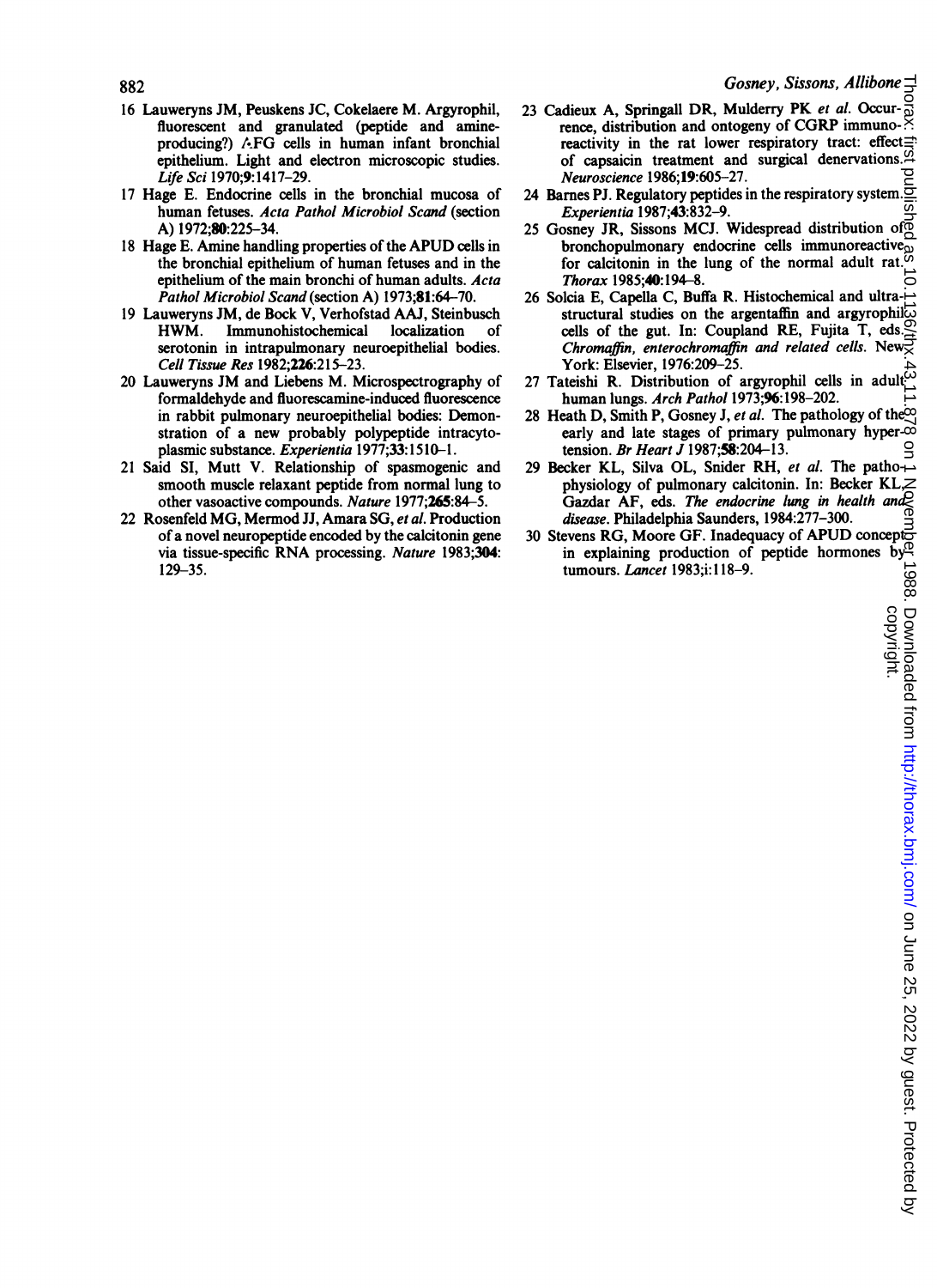16 Lauweryns JM, Peuskens JC, Cokelaere M. Argyrophil, fluorescent and granulated (peptide and amine-producing?) AFG cells in human infant bronchial epithelium. Light and electron microscopic studies. *Life Sci* 1970;**9**:1417–29.

17 Hage E. Endocrine cells in the bronchial mucosa of human fetuses. *Acta Pathol Microbiol Scand* (section A) 1972;**80**:225–34.

18 Hage E. Amine handling properties of the APUD cells in the bronchial epithelium of human fetuses and in the epithelium of the main bronchi of human adults. *Acta Pathol Microbiol Scand* (section A) 1973;**81**:64–70.

19 Lauweryns JM, de Bock V, Verhofstad AAJ, Steinbusch HWM. Immunohistochemical localization of serotonin in intrapulmonary neuroepithelial bodies. *Cell Tissue Res* 1982;**226**:215–23.

20 Lauweryns JM and Liebens M. Microspectrography of formaldehyde and fluorescamine-induced fluorescence in rabbit pulmonary neuroepithelial bodies: Demonstration of a new probably polypeptide intracytoplasmic substance. *Experientia* 1977;**33**:1510–1.

21 Said SI, Mutt V. Relationship of spasmogenic and smooth muscle relaxant peptide from normal lung to other vasoactive compounds. *Nature* 1977;**265**:84–5.

22 Rosenfeld MG, Mermod JJ, Amara SG, *et al.* Production of a novel neuropeptide encoded by the calcitonin gene via tissue-specific RNA processing. *Nature* 1983;**304**:129–35.

23 Cadieux A, Springall DR, Mulderry PK *et al.* Occurrence, distribution and ontogeny of CGRP immunoreactivity in the rat lower respiratory tract: effect of capsaicin treatment and surgical denervations. *Neuroscience* 1986;**19**:605–27.

24 Barnes PJ. Regulatory peptides in the respiratory system. *Experientia* 1987;**43**:832–9.

25 Gosney JR, Sissons MCJ. Widespread distribution of bronchopulmonary endocrine cells immunoreactive for calcitonin in the lung of the normal adult rat. *Thorax* 1985;**40**:194–8.

26 Solcia E, Capella C, Buffa R. Histochemical and ultrastructural studies on the argentaffin and argyrophil cells of the gut. In: Coupland RE, Fujita T, eds. *Chromaffin, enterochromaffin and related cells.* New York: Elsevier, 1976:209–25.

27 Tateishi R. Distribution of argyrophil cells in adult human lungs. *Arch Pathol* 1973;**96**:198–202.

28 Heath D, Smith P, Gosney J, *et al.* The pathology of the early and late stages of primary pulmonary hypertension. *Br Heart J* 1987;**58**:204–13.

29 Becker KL, Silva OL, Snider RH, *et al.* The pathophysiology of pulmonary calcitonin. In: Becker KL, Gazdar AF, eds. *The endocrine lung in health and disease.* Philadelphia Saunders, 1984:277–300.

30 Stevens RG, Moore GF. Inadequacy of APUD concept in explaining production of peptide hormones by tumours. *Lancet* 1983;i:118–9.